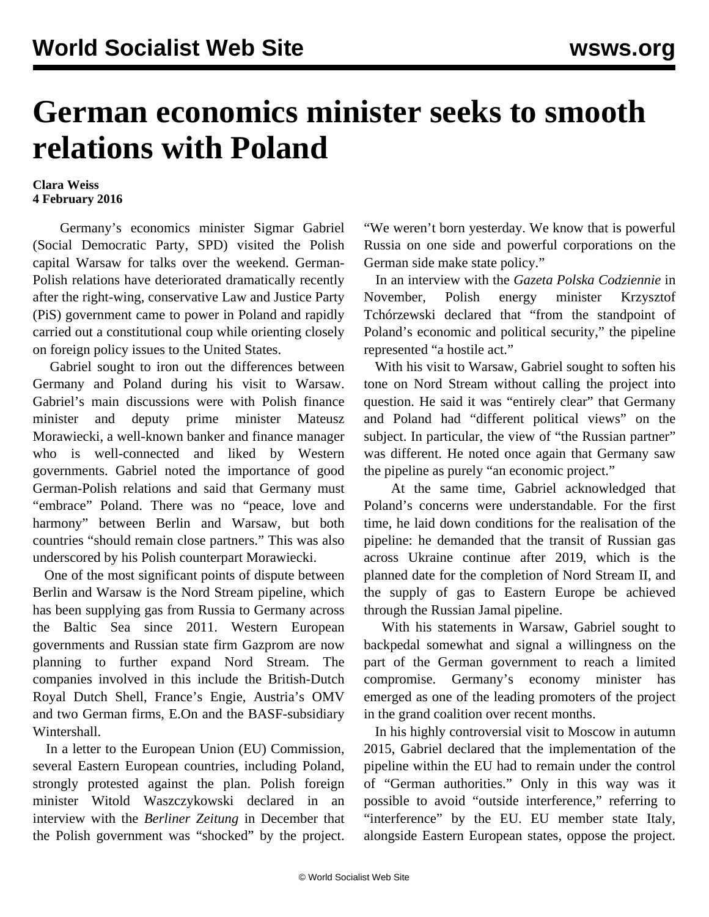# German economics minister seeks to smooth relations with Poland

**Clara Weiss**
**4 February 2016**

Germany's economics minister Sigmar Gabriel (Social Democratic Party, SPD) visited the Polish capital Warsaw for talks over the weekend. German-Polish relations have deteriorated dramatically recently after the right-wing, conservative Law and Justice Party (PiS) government came to power in Poland and rapidly carried out a constitutional coup while orienting closely on foreign policy issues to the United States.

Gabriel sought to iron out the differences between Germany and Poland during his visit to Warsaw. Gabriel's main discussions were with Polish finance minister and deputy prime minister Mateusz Morawiecki, a well-known banker and finance manager who is well-connected and liked by Western governments. Gabriel noted the importance of good German-Polish relations and said that Germany must "embrace" Poland. There was no "peace, love and harmony" between Berlin and Warsaw, but both countries "should remain close partners." This was also underscored by his Polish counterpart Morawiecki.

One of the most significant points of dispute between Berlin and Warsaw is the Nord Stream pipeline, which has been supplying gas from Russia to Germany across the Baltic Sea since 2011. Western European governments and Russian state firm Gazprom are now planning to further expand Nord Stream. The companies involved in this include the British-Dutch Royal Dutch Shell, France's Engie, Austria's OMV and two German firms, E.On and the BASF-subsidiary Wintershall.

In a letter to the European Union (EU) Commission, several Eastern European countries, including Poland, strongly protested against the plan. Polish foreign minister Witold Waszczykowski declared in an interview with the *Berliner Zeitung* in December that the Polish government was "shocked" by the project. "We weren't born yesterday. We know that is powerful Russia on one side and powerful corporations on the German side make state policy."

In an interview with the *Gazeta Polska Codziennie* in November, Polish energy minister Krzysztof Tchórzewski declared that "from the standpoint of Poland's economic and political security," the pipeline represented "a hostile act."

With his visit to Warsaw, Gabriel sought to soften his tone on Nord Stream without calling the project into question. He said it was "entirely clear" that Germany and Poland had "different political views" on the subject. In particular, the view of "the Russian partner" was different. He noted once again that Germany saw the pipeline as purely "an economic project."

At the same time, Gabriel acknowledged that Poland's concerns were understandable. For the first time, he laid down conditions for the realisation of the pipeline: he demanded that the transit of Russian gas across Ukraine continue after 2019, which is the planned date for the completion of Nord Stream II, and the supply of gas to Eastern Europe be achieved through the Russian Jamal pipeline.

With his statements in Warsaw, Gabriel sought to backpedal somewhat and signal a willingness on the part of the German government to reach a limited compromise. Germany's economy minister has emerged as one of the leading promoters of the project in the grand coalition over recent months.

In his highly controversial visit to Moscow in autumn 2015, Gabriel declared that the implementation of the pipeline within the EU had to remain under the control of "German authorities." Only in this way was it possible to avoid "outside interference," referring to "interference" by the EU. EU member state Italy, alongside Eastern European states, oppose the project.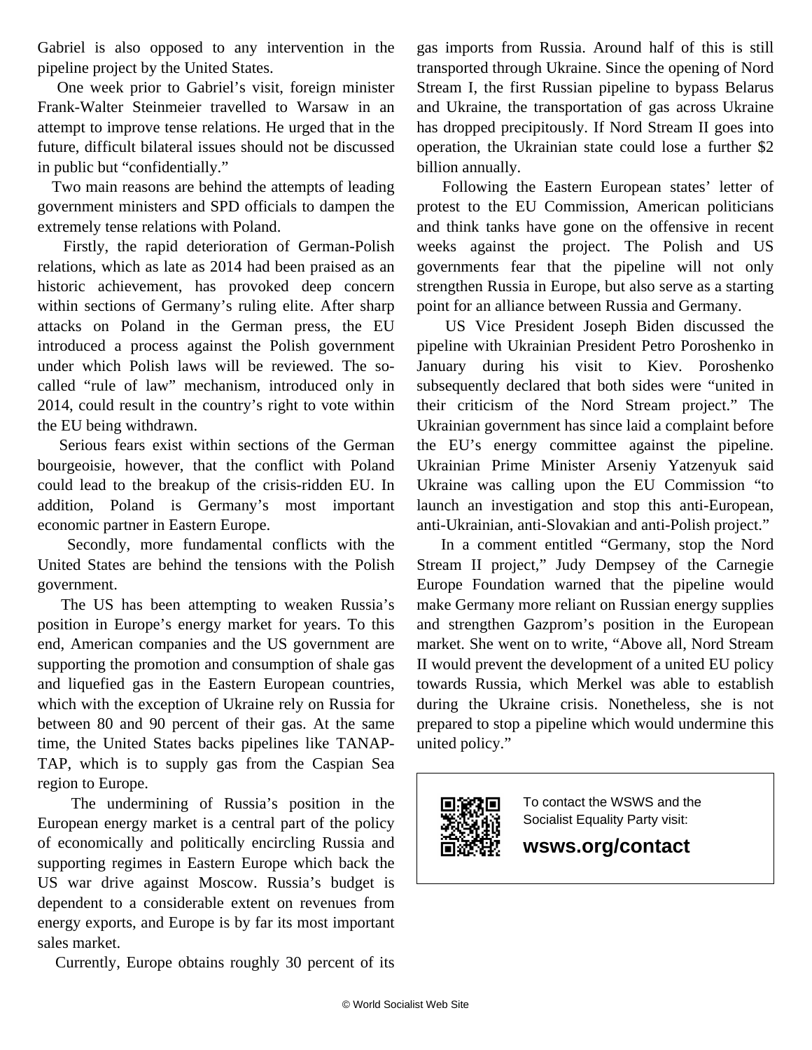Gabriel is also opposed to any intervention in the pipeline project by the United States.

One week prior to Gabriel's visit, foreign minister Frank-Walter Steinmeier travelled to Warsaw in an attempt to improve tense relations. He urged that in the future, difficult bilateral issues should not be discussed in public but "confidentially."

Two main reasons are behind the attempts of leading government ministers and SPD officials to dampen the extremely tense relations with Poland.

Firstly, the rapid deterioration of German-Polish relations, which as late as 2014 had been praised as an historic achievement, has provoked deep concern within sections of Germany's ruling elite. After sharp attacks on Poland in the German press, the EU introduced a process against the Polish government under which Polish laws will be reviewed. The so-called "rule of law" mechanism, introduced only in 2014, could result in the country's right to vote within the EU being withdrawn.

Serious fears exist within sections of the German bourgeoisie, however, that the conflict with Poland could lead to the breakup of the crisis-ridden EU. In addition, Poland is Germany's most important economic partner in Eastern Europe.

Secondly, more fundamental conflicts with the United States are behind the tensions with the Polish government.

The US has been attempting to weaken Russia's position in Europe's energy market for years. To this end, American companies and the US government are supporting the promotion and consumption of shale gas and liquefied gas in the Eastern European countries, which with the exception of Ukraine rely on Russia for between 80 and 90 percent of their gas. At the same time, the United States backs pipelines like TANAP-TAP, which is to supply gas from the Caspian Sea region to Europe.

The undermining of Russia's position in the European energy market is a central part of the policy of economically and politically encircling Russia and supporting regimes in Eastern Europe which back the US war drive against Moscow. Russia's budget is dependent to a considerable extent on revenues from energy exports, and Europe is by far its most important sales market.

Currently, Europe obtains roughly 30 percent of its gas imports from Russia. Around half of this is still transported through Ukraine. Since the opening of Nord Stream I, the first Russian pipeline to bypass Belarus and Ukraine, the transportation of gas across Ukraine has dropped precipitously. If Nord Stream II goes into operation, the Ukrainian state could lose a further $2 billion annually.

Following the Eastern European states' letter of protest to the EU Commission, American politicians and think tanks have gone on the offensive in recent weeks against the project. The Polish and US governments fear that the pipeline will not only strengthen Russia in Europe, but also serve as a starting point for an alliance between Russia and Germany.

US Vice President Joseph Biden discussed the pipeline with Ukrainian President Petro Poroshenko in January during his visit to Kiev. Poroshenko subsequently declared that both sides were "united in their criticism of the Nord Stream project." The Ukrainian government has since laid a complaint before the EU's energy committee against the pipeline. Ukrainian Prime Minister Arseniy Yatzenyuk said Ukraine was calling upon the EU Commission "to launch an investigation and stop this anti-European, anti-Ukrainian, anti-Slovakian and anti-Polish project."

In a comment entitled "Germany, stop the Nord Stream II project," Judy Dempsey of the Carnegie Europe Foundation warned that the pipeline would make Germany more reliant on Russian energy supplies and strengthen Gazprom's position in the European market. She went on to write, "Above all, Nord Stream II would prevent the development of a united EU policy towards Russia, which Merkel was able to establish during the Ukraine crisis. Nonetheless, she is not prepared to stop a pipeline which would undermine this united policy."

To contact the WSWS and the Socialist Equality Party visit:

**wsws.org/contact**